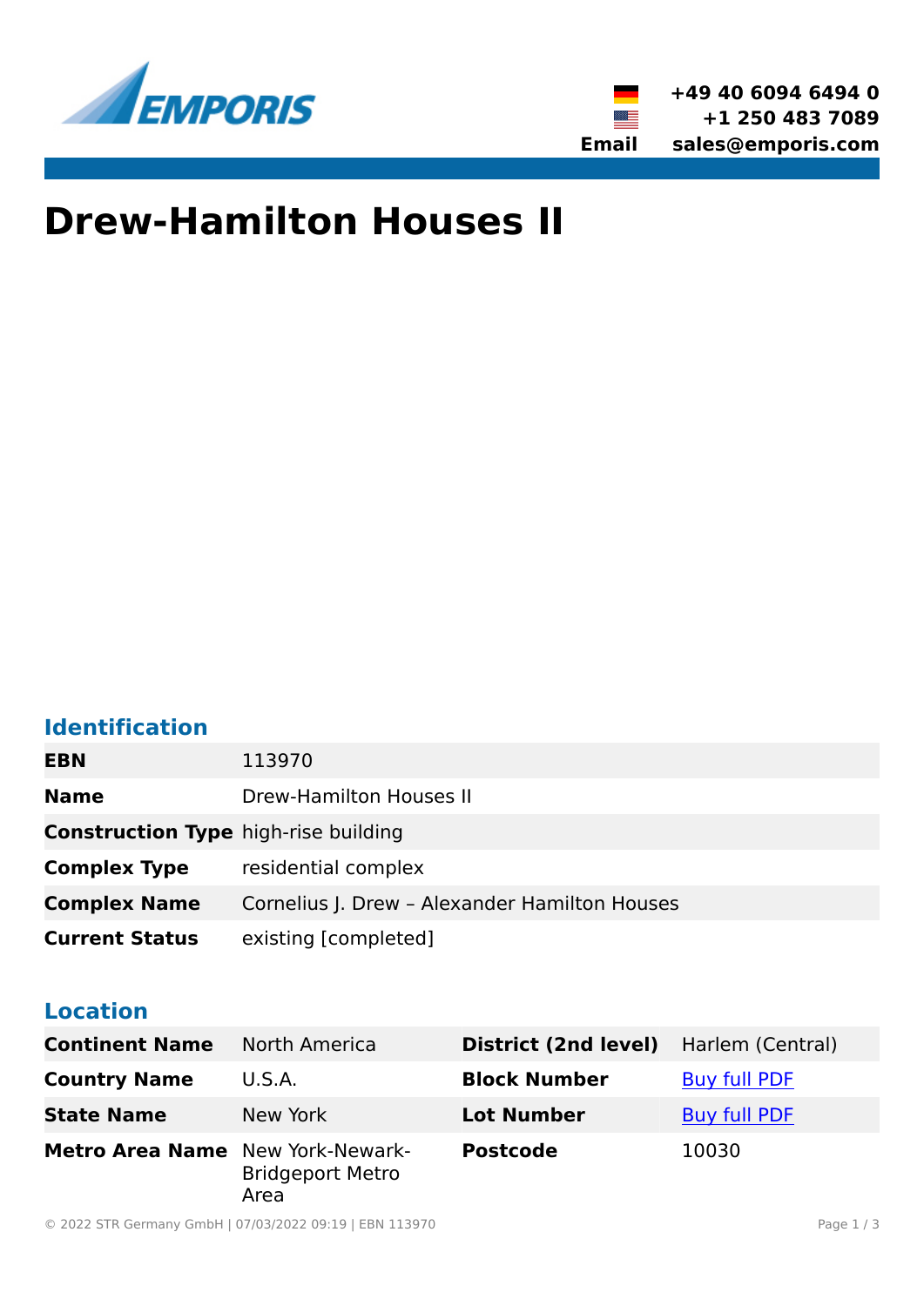EMPORIS

+49 40 6094 6494 0
+1 250 483 7089
Email sales@emporis.com

# Drew-Hamilton Houses II

## Identification

| | |
|---|---|
| **EBN** | 113970 |
| **Name** | Drew-Hamilton Houses II |
| **Construction Type** | high-rise building |
| **Complex Type** | residential complex |
| **Complex Name** | Cornelius J. Drew – Alexander Hamilton Houses |
| **Current Status** | existing [completed] |

## Location

| | | | |
|---|---|---|---|
| **Continent Name** | North America | **District (2nd level)** | Harlem (Central) |
| **Country Name** | U.S.A. | **Block Number** | Buy full PDF |
| **State Name** | New York | **Lot Number** | Buy full PDF |
| **Metro Area Name** | New York-Newark-Bridgeport Metro Area | **Postcode** | 10030 |

© 2022 STR Germany GmbH | 07/03/2022 09:19 | EBN 113970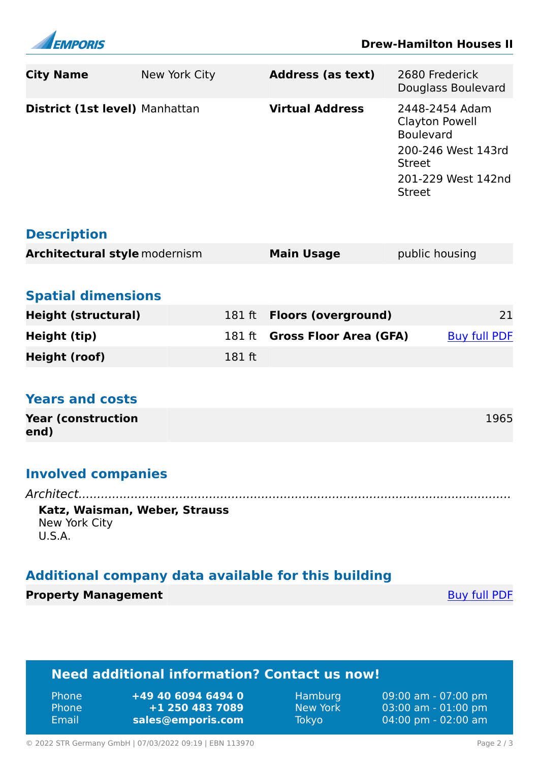**Drew-Hamilton Houses II**

| | | | |
|---|---|---|---|
| **City Name** | New York City | **Address (as text)** | 2680 Frederick Douglass Boulevard |
| **District (1st level)** | Manhattan | **Virtual Address** | 2448-2454 Adam Clayton Powell Boulevard<br>200-246 West 143rd Street<br>201-229 West 142nd Street |

## Description

| | | | |
|---|---|---|---|
| **Architectural style** | modernism | **Main Usage** | public housing |

## Spatial dimensions

| | | | |
|---|---|---|---|
| **Height (structural)** | 181 ft | **Floors (overground)** | 21 |
| **Height (tip)** | 181 ft | **Gross Floor Area (GFA)** | Buy full PDF |
| **Height (roof)** | 181 ft | | |

## Years and costs

| | |
|---|---|
| **Year (construction end)** | 1965 |

## Involved companies

*Architect*

**Katz, Waisman, Weber, Strauss**
New York City
U.S.A.

## Additional company data available for this building

| | |
|---|---|
| **Property Management** | Buy full PDF |

## Need additional information? Contact us now!

| | | | |
|---|---|---|---|
| Phone | **+49 40 6094 6494 0** | Hamburg | 09:00 am - 07:00 pm |
| Phone | **+1 250 483 7089** | New York | 03:00 am - 01:00 pm |
| Email | **sales@emporis.com** | Tokyo | 04:00 pm - 02:00 am |

© 2022 STR Germany GmbH | 07/03/2022 09:19 | EBN 113970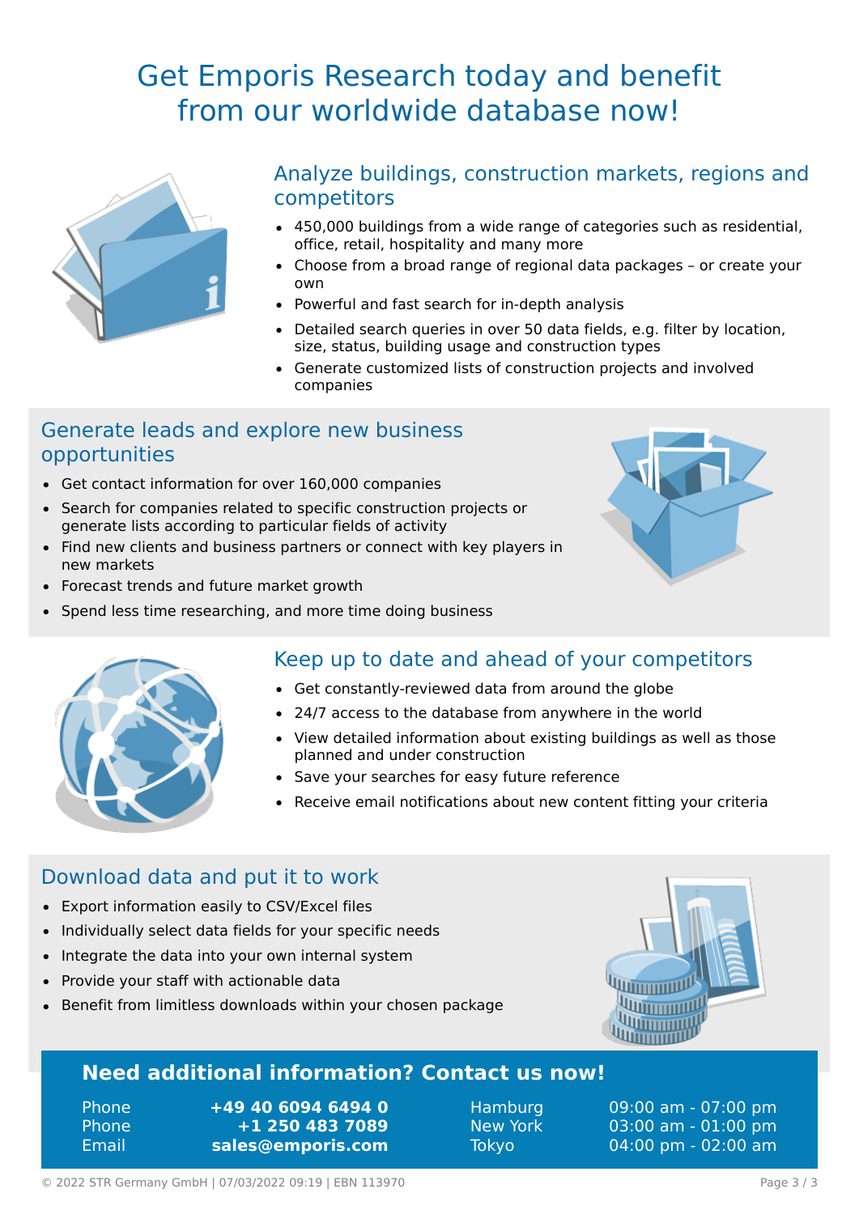# Get Emporis Research today and benefit from our worldwide database now!

## Analyze buildings, construction markets, regions and competitors

- 450,000 buildings from a wide range of categories such as residential, office, retail, hospitality and many more
- Choose from a broad range of regional data packages – or create your own
- Powerful and fast search for in-depth analysis
- Detailed search queries in over 50 data fields, e.g. filter by location, size, status, building usage and construction types
- Generate customized lists of construction projects and involved companies

## Generate leads and explore new business opportunities

- Get contact information for over 160,000 companies
- Search for companies related to specific construction projects or generate lists according to particular fields of activity
- Find new clients and business partners or connect with key players in new markets
- Forecast trends and future market growth
- Spend less time researching, and more time doing business

## Keep up to date and ahead of your competitors

- Get constantly-reviewed data from around the globe
- 24/7 access to the database from anywhere in the world
- View detailed information about existing buildings as well as those planned and under construction
- Save your searches for easy future reference
- Receive email notifications about new content fitting your criteria

## Download data and put it to work

- Export information easily to CSV/Excel files
- Individually select data fields for your specific needs
- Integrate the data into your own internal system
- Provide your staff with actionable data
- Benefit from limitless downloads within your chosen package

### Need additional information? Contact us now!

| | | | |
|---|---|---|---|
| Phone | **+49 40 6094 6494 0** | Hamburg | 09:00 am - 07:00 pm |
| Phone | **+1 250 483 7089** | New York | 03:00 am - 01:00 pm |
| Email | **sales@emporis.com** | Tokyo | 04:00 pm - 02:00 am |

© 2022 STR Germany GmbH | 07/03/2022 09:19 | EBN 113970